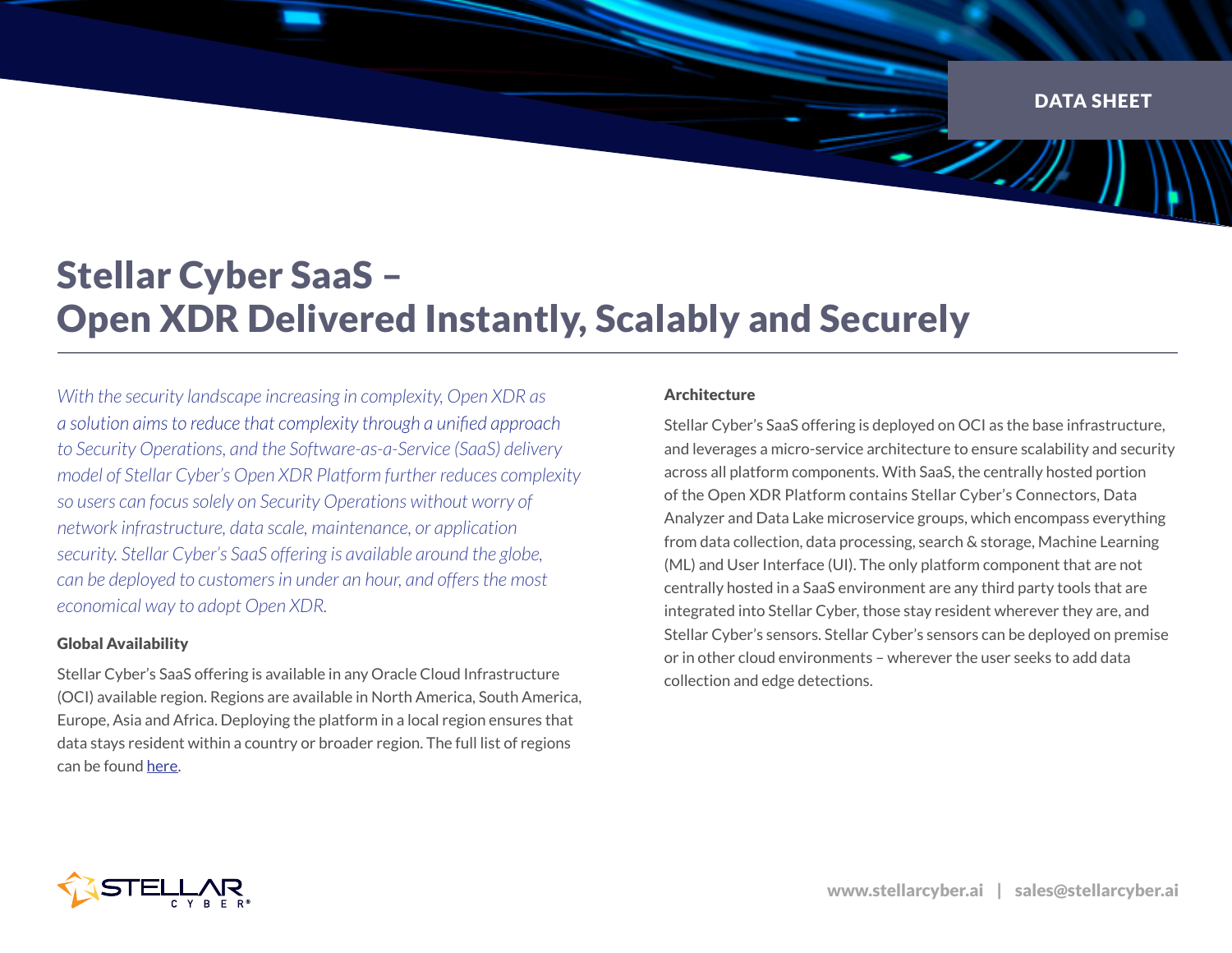DATA SHEET

# Stellar Cyber SaaS – Open XDR Delivered Instantly, Scalably and Securely

*With the security landscape increasing in complexity, Open XDR as a solution aims to reduce that complexity through a unified approach to Security Operations, and the Software-as-a-Service (SaaS) delivery model of Stellar Cyber's Open XDR Platform further reduces complexity so users can focus solely on Security Operations without worry of network infrastructure, data scale, maintenance, or application security. Stellar Cyber's SaaS offering is available around the globe, can be deployed to customers in under an hour, and offers the most economical way to adopt Open XDR.*

### Global Availability

Stellar Cyber's SaaS offering is available in any Oracle Cloud Infrastructure (OCI) available region. Regions are available in North America, South America, Europe, Asia and Africa. Deploying the platform in a local region ensures that data stays resident within a country or broader region. The full list of regions can be found here.

### Architecture

Stellar Cyber's SaaS offering is deployed on OCI as the base infrastructure, and leverages a micro-service architecture to ensure scalability and security across all platform components. With SaaS, the centrally hosted portion of the Open XDR Platform contains Stellar Cyber's Connectors, Data Analyzer and Data Lake microservice groups, which encompass everything from data collection, data processing, search & storage, Machine Learning (ML) and User Interface (UI). The only platform component that are not centrally hosted in a SaaS environment are any third party tools that are integrated into Stellar Cyber, those stay resident wherever they are, and Stellar Cyber's sensors. Stellar Cyber's sensors can be deployed on premise or in other cloud environments – wherever the user seeks to add data collection and edge detections.

www.stellarcyber.ai | sales@stellarcyber.ai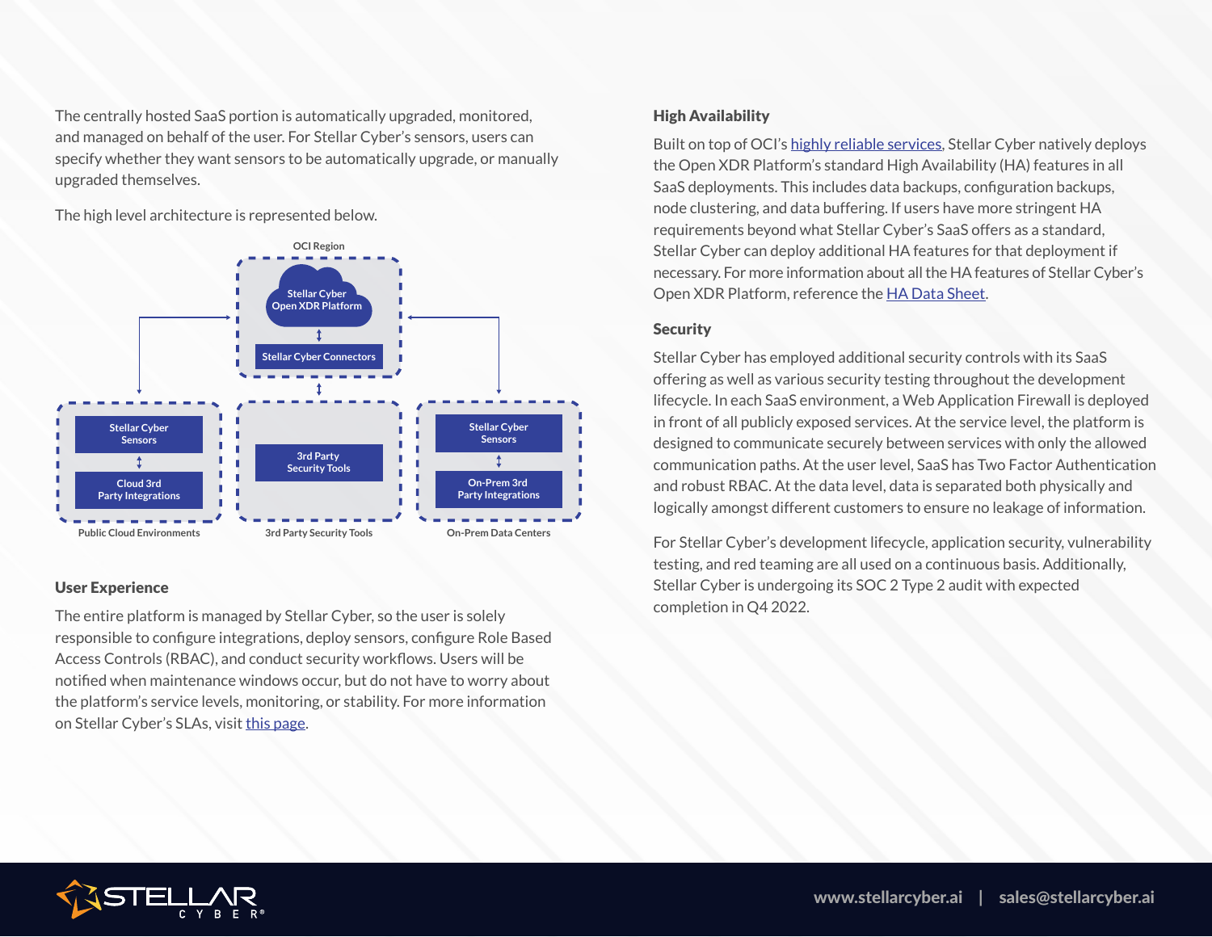The centrally hosted SaaS portion is automatically upgraded, monitored, and managed on behalf of the user. For Stellar Cyber's sensors, users can specify whether they want sensors to be automatically upgrade, or manually upgraded themselves.

The high level architecture is represented below.

OCI Region

Stellar Cyber Open XDR Platform

Stellar Cyber Connectors

Stellar Cyber Sensors

Cloud 3rd Party Integrations

Public Cloud Environments

3rd Party Security Tools

3rd Party Security Tools

Stellar Cyber Sensors

On-Prem 3rd Party Integrations

On-Prem Data Centers

## User Experience

The entire platform is managed by Stellar Cyber, so the user is solely responsible to configure integrations, deploy sensors, configure Role Based Access Controls (RBAC), and conduct security workflows. Users will be notified when maintenance windows occur, but do not have to worry about the platform's service levels, monitoring, or stability. For more information on Stellar Cyber's SLAs, visit this page.

## High Availability

Built on top of OCI's highly reliable services, Stellar Cyber natively deploys the Open XDR Platform's standard High Availability (HA) features in all SaaS deployments. This includes data backups, configuration backups, node clustering, and data buffering. If users have more stringent HA requirements beyond what Stellar Cyber's SaaS offers as a standard, Stellar Cyber can deploy additional HA features for that deployment if necessary. For more information about all the HA features of Stellar Cyber's Open XDR Platform, reference the HA Data Sheet.

## Security

Stellar Cyber has employed additional security controls with its SaaS offering as well as various security testing throughout the development lifecycle. In each SaaS environment, a Web Application Firewall is deployed in front of all publicly exposed services. At the service level, the platform is designed to communicate securely between services with only the allowed communication paths. At the user level, SaaS has Two Factor Authentication and robust RBAC. At the data level, data is separated both physically and logically amongst different customers to ensure no leakage of information.

For Stellar Cyber's development lifecycle, application security, vulnerability testing, and red teaming are all used on a continuous basis. Additionally, Stellar Cyber is undergoing its SOC 2 Type 2 audit with expected completion in Q4 2022.